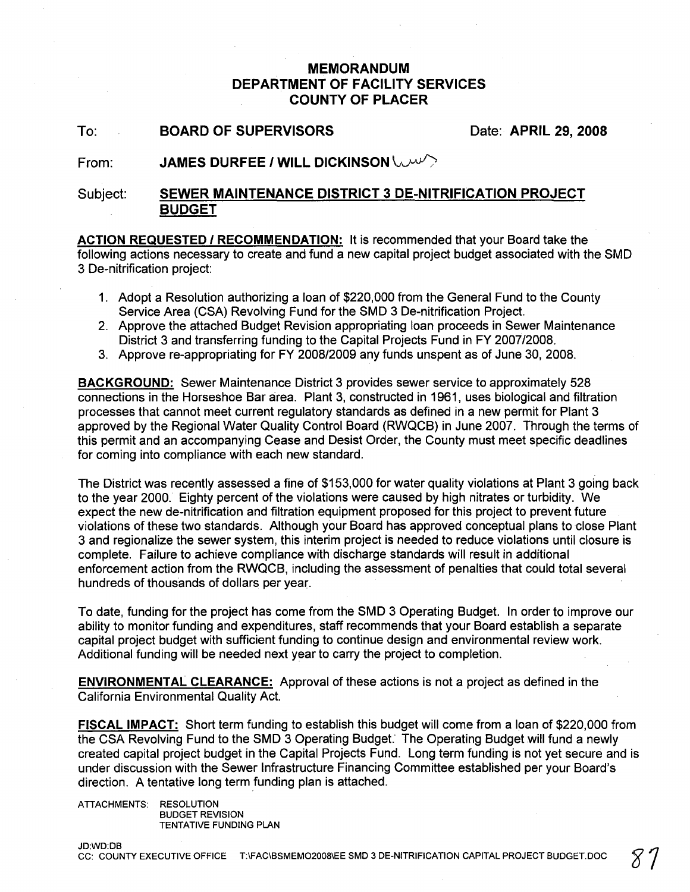# MEMORANDUM
# DEPARTMENT OF FACILITY SERVICES
# COUNTY OF PLACER

**To:** **BOARD OF SUPERVISORS** **Date: APRIL 29, 2008**

**From:** **JAMES DURFEE / WILL DICKINSON**

**Subject:** **SEWER MAINTENANCE DISTRICT 3 DE-NITRIFICATION PROJECT BUDGET**

**ACTION REQUESTED / RECOMMENDATION:** It is recommended that your Board take the following actions necessary to create and fund a new capital project budget associated with the SMD 3 De-nitrification project:

1. Adopt a Resolution authorizing a loan of $220,000 from the General Fund to the County Service Area (CSA) Revolving Fund for the SMD 3 De-nitrification Project.
2. Approve the attached Budget Revision appropriating loan proceeds in Sewer Maintenance District 3 and transferring funding to the Capital Projects Fund in FY 2007/2008.
3. Approve re-appropriating for FY 2008/2009 any funds unspent as of June 30, 2008.

**BACKGROUND:** Sewer Maintenance District 3 provides sewer service to approximately 528 connections in the Horseshoe Bar area. Plant 3, constructed in 1961, uses biological and filtration processes that cannot meet current regulatory standards as defined in a new permit for Plant 3 approved by the Regional Water Quality Control Board (RWQCB) in June 2007. Through the terms of this permit and an accompanying Cease and Desist Order, the County must meet specific deadlines for coming into compliance with each new standard.

The District was recently assessed a fine of $153,000 for water quality violations at Plant 3 going back to the year 2000. Eighty percent of the violations were caused by high nitrates or turbidity. We expect the new de-nitrification and filtration equipment proposed for this project to prevent future violations of these two standards. Although your Board has approved conceptual plans to close Plant 3 and regionalize the sewer system, this interim project is needed to reduce violations until closure is complete. Failure to achieve compliance with discharge standards will result in additional enforcement action from the RWQCB, including the assessment of penalties that could total several hundreds of thousands of dollars per year.

To date, funding for the project has come from the SMD 3 Operating Budget. In order to improve our ability to monitor funding and expenditures, staff recommends that your Board establish a separate capital project budget with sufficient funding to continue design and environmental review work. Additional funding will be needed next year to carry the project to completion.

**ENVIRONMENTAL CLEARANCE:** Approval of these actions is not a project as defined in the California Environmental Quality Act.

**FISCAL IMPACT:** Short term funding to establish this budget will come from a loan of $220,000 from the CSA Revolving Fund to the SMD 3 Operating Budget. The Operating Budget will fund a newly created capital project budget in the Capital Projects Fund. Long term funding is not yet secure and is under discussion with the Sewer Infrastructure Financing Committee established per your Board's direction. A tentative long term funding plan is attached.

ATTACHMENTS: RESOLUTION
BUDGET REVISION
TENTATIVE FUNDING PLAN

JD:WD:DB
CC: COUNTY EXECUTIVE OFFICE T:\FAC\BSMEMO2008\EE SMD 3 DE-NITRIFICATION CAPITAL PROJECT BUDGET.DOC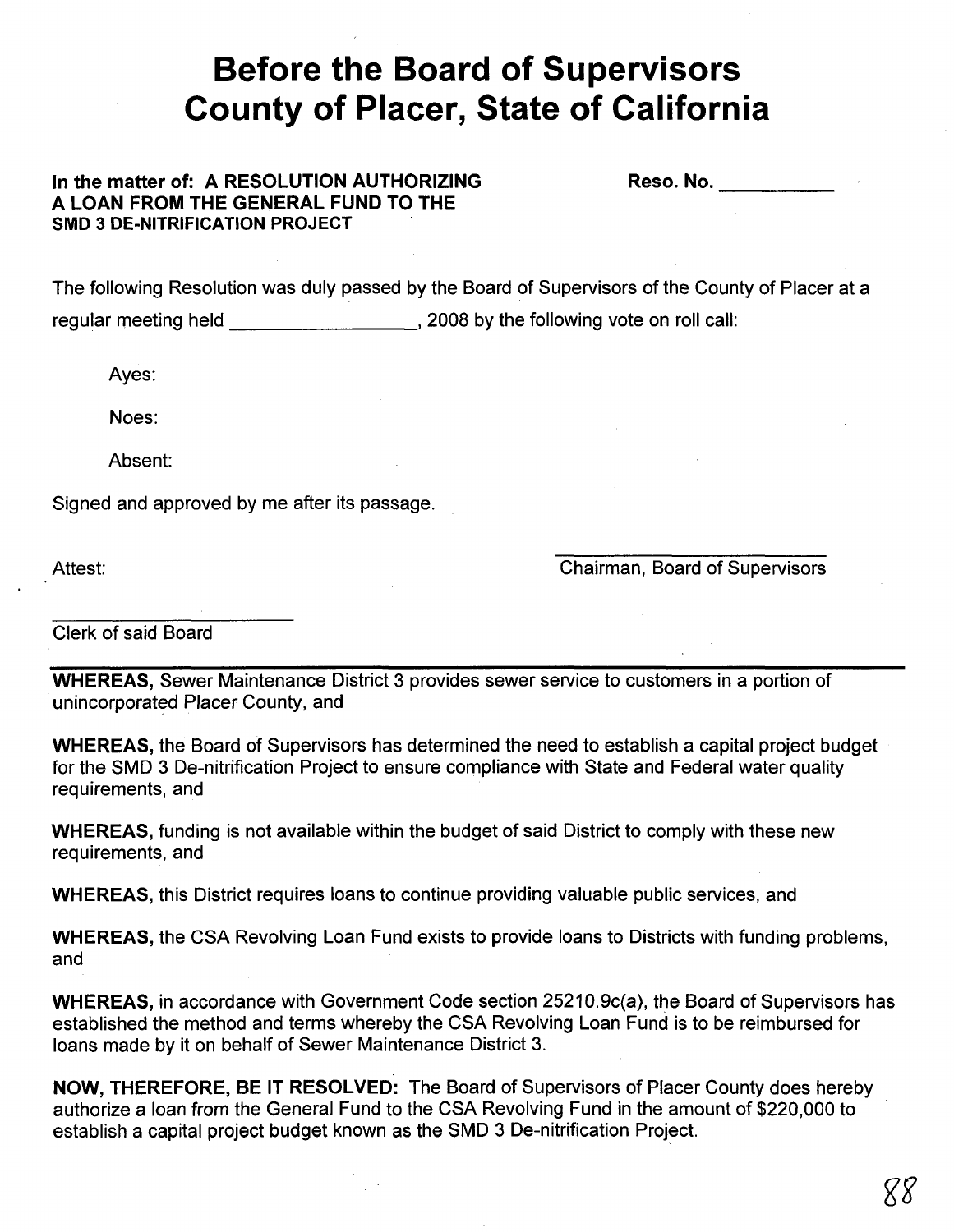# Before the Board of Supervisors County of Placer, State of California

**In the matter of: A RESOLUTION AUTHORIZING A LOAN FROM THE GENERAL FUND TO THE SMD 3 DE-NITRIFICATION PROJECT**

**Reso. No. \_\_\_\_\_\_\_\_\_\_**

The following Resolution was duly passed by the Board of Supervisors of the County of Placer at a regular meeting held \_\_\_\_\_\_\_\_\_\_\_\_\_\_\_\_, 2008 by the following vote on roll call:

Ayes:

Noes:

Absent:

Signed and approved by me after its passage.

Attest:

\_\_\_\_\_\_\_\_\_\_\_\_\_\_\_\_\_\_\_\_\_\_\_\_
Chairman, Board of Supervisors

\_\_\_\_\_\_\_\_\_\_\_\_\_\_\_\_\_\_\_\_\_\_\_\_
Clerk of said Board

---

**WHEREAS,** Sewer Maintenance District 3 provides sewer service to customers in a portion of unincorporated Placer County, and

**WHEREAS,** the Board of Supervisors has determined the need to establish a capital project budget for the SMD 3 De-nitrification Project to ensure compliance with State and Federal water quality requirements, and

**WHEREAS,** funding is not available within the budget of said District to comply with these new requirements, and

**WHEREAS,** this District requires loans to continue providing valuable public services, and

**WHEREAS,** the CSA Revolving Loan Fund exists to provide loans to Districts with funding problems, and

**WHEREAS,** in accordance with Government Code section 25210.9c(a), the Board of Supervisors has established the method and terms whereby the CSA Revolving Loan Fund is to be reimbursed for loans made by it on behalf of Sewer Maintenance District 3.

**NOW, THEREFORE, BE IT RESOLVED:** The Board of Supervisors of Placer County does hereby authorize a loan from the General Fund to the CSA Revolving Fund in the amount of $220,000 to establish a capital project budget known as the SMD 3 De-nitrification Project.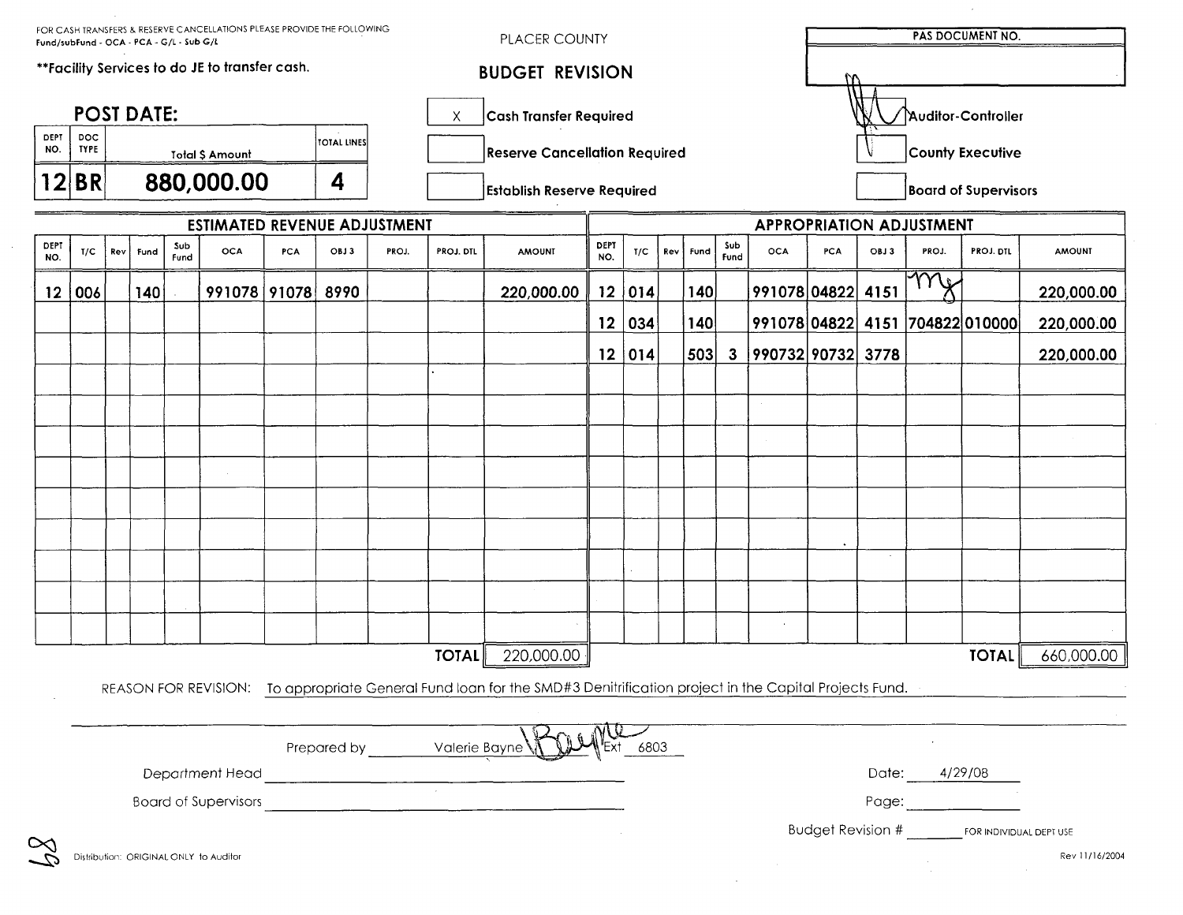FOR CASH TRANSFERS & RESERVE CANCELLATIONS PLEASE PROVIDE THE FOLLOWING
Fund/subFund - OCA - PCA - G/L - Sub G/L

**Facility Services to do JE to transfer cash.

PLACER COUNTY

# BUDGET REVISION

| PAS DOCUMENT NO. |
|---|
| |

## POST DATE:

| DEPT NO. | DOC TYPE | Total $ Amount | TOTAL LINES |
|---|---|---|---|
| 12 | BR | 880,000.00 | 4 |

| | |
|---|---|
| X | Cash Transfer Required |
| | Reserve Cancellation Required |
| | Establish Reserve Required |

| | |
|---|---|
| (signature) | Auditor-Controller |
| | County Executive |
| | Board of Supervisors |

## ESTIMATED REVENUE ADJUSTMENT

| DEPT NO. | T/C | Rev | Fund | Sub Fund | OCA | PCA | OBJ 3 | PROJ. | PROJ. DTL | AMOUNT |
|---|---|---|---|---|---|---|---|---|---|---|
| 12 | 006 | | 140 | | 991078 | 91078 | 8990 | | | 220,000.00 |
| | | | | | | | | | TOTAL | 220,000.00 |

## APPROPRIATION ADJUSTMENT

| DEPT NO. | T/C | Rev | Fund | Sub Fund | OCA | PCA | OBJ 3 | PROJ. | PROJ. DTL | AMOUNT |
|---|---|---|---|---|---|---|---|---|---|---|
| 12 | 014 | | 140 | | 991078 | 04822 | 4151 | (initials) | | 220,000.00 |
| 12 | 034 | | 140 | | 991078 | 04822 | 4151 | 704822 | 010000 | 220,000.00 |
| 12 | 014 | | 503 | 3 | 990732 | 90732 | 3778 | | | 220,000.00 |
| | | | | | | | | | TOTAL | 660,000.00 |

REASON FOR REVISION: To appropriate General Fund loan for the SMD#3 Denitrification project in the Capital Projects Fund.

Prepared by Valerie Bayne (signature) Ext 6803

Department Head ____________________

Board of Supervisors ____________________

Date: 4/29/08

Page: ____________

Budget Revision # ________ FOR INDIVIDUAL DEPT USE

Distribution: ORIGINAL ONLY to Auditor

Rev 11/16/2004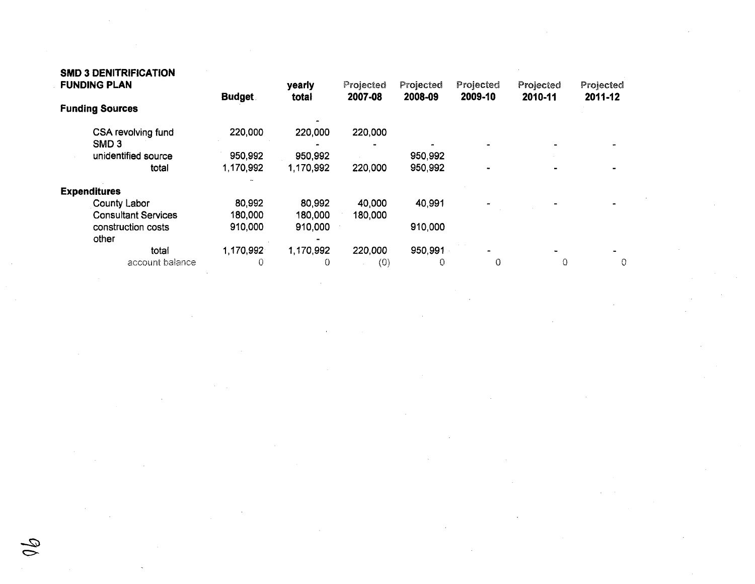**SMD 3 DENITRIFICATION FUNDING PLAN**

| | Budget | yearly total | Projected 2007-08 | Projected 2008-09 | Projected 2009-10 | Projected 2010-11 | Projected 2011-12 |
|---|---|---|---|---|---|---|---|
| **Funding Sources** | | | | | | | |
| | | - | | | | | |
| CSA revolving fund | 220,000 | 220,000 | 220,000 | | | | |
| SMD 3 | | - | - | - | - | - | - |
| unidentified source | 950,992 | 950,992 | | 950,992 | | | |
| total | 1,170,992 | 1,170,992 | 220,000 | 950,992 | - | - | - |
| | - | | | | | | |
| **Expenditures** | | | | | | | |
| County Labor | 80,992 | 80,992 | 40,000 | 40,991 | - | - | - |
| Consultant Services | 180,000 | 180,000 | 180,000 | | | | |
| construction costs | 910,000 | 910,000 | | 910,000 | | | |
| other | | - | | | | | |
| total | 1,170,992 | 1,170,992 | 220,000 | 950,991 | - | - | - |
| account balance | 0 | 0 | (0) | 0 | 0 | 0 | 0 |